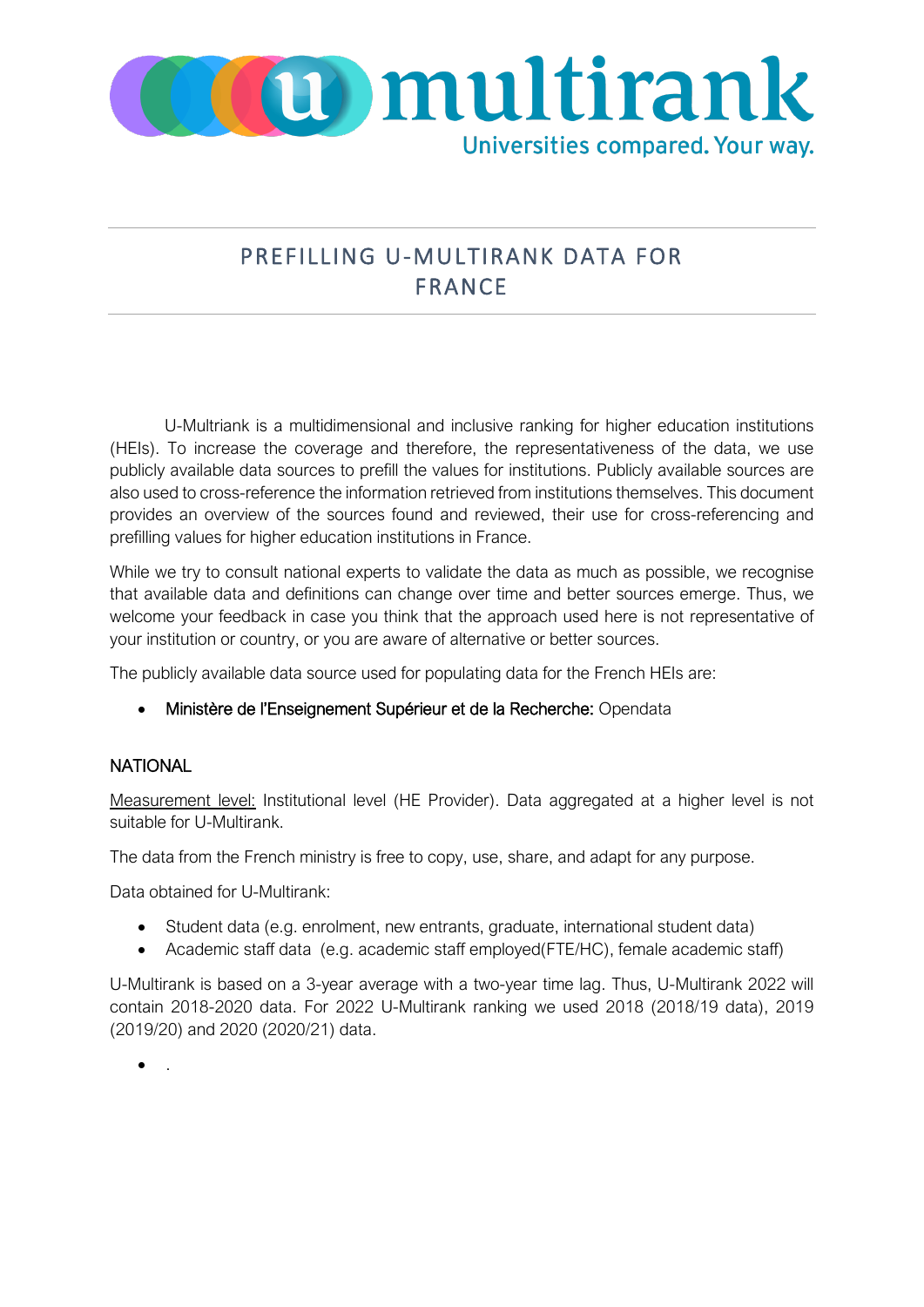# PREFILLING U-MULTIRANK DATA FOR FRANCE

U-Multriank is a multidimensional and inclusive ranking for higher education institutions (HEIs). To increase the coverage and therefore, the representativeness of the data, we use publicly available data sources to prefill the values for institutions. Publicly available sources are also used to cross-reference the information retrieved from institutions themselves. This document provides an overview of the sources found and reviewed, their use for cross-referencing and prefilling values for higher education institutions in France.

While we try to consult national experts to validate the data as much as possible, we recognise that available data and definitions can change over time and better sources emerge. Thus, we welcome your feedback in case you think that the approach used here is not representative of your institution or country, or you are aware of alternative or better sources.

The publicly available data source used for populating data for the French HEIs are:

- Ministère de l'Enseignement Supérieur et de la Recherche: Opendata

## NATIONAL

Measurement level: Institutional level (HE Provider). Data aggregated at a higher level is not suitable for U-Multirank.

The data from the French ministry is free to copy, use, share, and adapt for any purpose.

Data obtained for U-Multirank:

- Student data (e.g. enrolment, new entrants, graduate, international student data)
- Academic staff data (e.g. academic staff employed(FTE/HC), female academic staff)

U-Multirank is based on a 3-year average with a two-year time lag. Thus, U-Multirank 2022 will contain 2018-2020 data. For 2022 U-Multirank ranking we used 2018 (2018/19 data), 2019 (2019/20) and 2020 (2020/21) data.

- .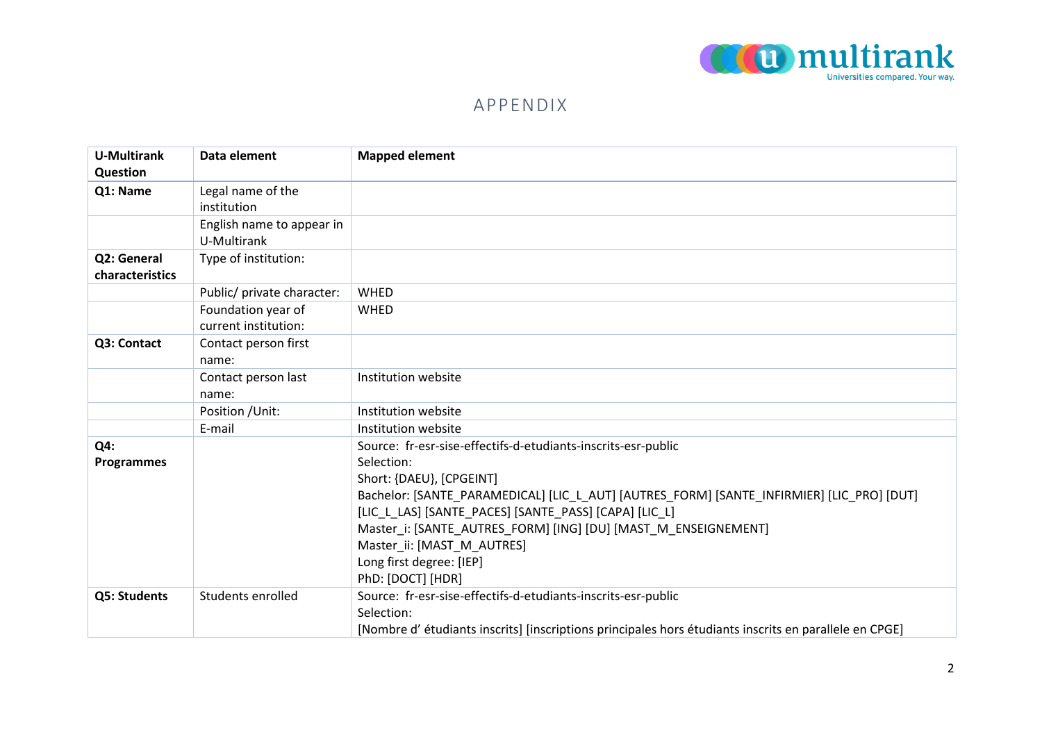# APPENDIX

| U-Multirank Question | Data element | Mapped element |
|---|---|---|
| **Q1: Name** | Legal name of the institution | |
| | English name to appear in U-Multirank | |
| **Q2: General characteristics** | Type of institution: | |
| | Public/ private character: | WHED |
| | Foundation year of current institution: | WHED |
| **Q3: Contact** | Contact person first name: | |
| | Contact person last name: | Institution website |
| | Position /Unit: | Institution website |
| | E-mail | Institution website |
| **Q4: Programmes** | | Source: fr-esr-sise-effectifs-d-etudiants-inscrits-esr-public<br>Selection:<br>Short: {DAEU}, [CPGEINT]<br>Bachelor: [SANTE_PARAMEDICAL] [LIC_L_AUT] [AUTRES_FORM] [SANTE_INFIRMIER] [LIC_PRO] [DUT] [LIC_L_LAS] [SANTE_PACES] [SANTE_PASS] [CAPA] [LIC_L]<br>Master_i: [SANTE_AUTRES_FORM] [ING] [DU] [MAST_M_ENSEIGNEMENT]<br>Master_ii: [MAST_M_AUTRES]<br>Long first degree: [IEP]<br>PhD: [DOCT] [HDR] |
| **Q5: Students** | Students enrolled | Source: fr-esr-sise-effectifs-d-etudiants-inscrits-esr-public<br>Selection:<br>[Nombre d' étudiants inscrits] [inscriptions principales hors étudiants inscrits en parallele en CPGE] |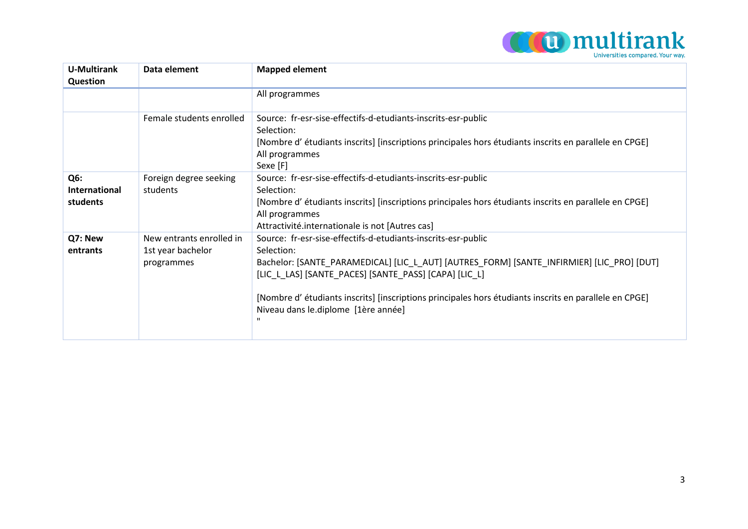| U-Multirank Question | Data element | Mapped element |
|---|---|---|
| | | All programmes |
| | Female students enrolled | Source: fr-esr-sise-effectifs-d-etudiants-inscrits-esr-public<br>Selection:<br>[Nombre d' étudiants inscrits] [inscriptions principales hors étudiants inscrits en parallele en CPGE]<br>All programmes<br>Sexe [F] |
| **Q6: International students** | Foreign degree seeking students | Source: fr-esr-sise-effectifs-d-etudiants-inscrits-esr-public<br>Selection:<br>[Nombre d' étudiants inscrits] [inscriptions principales hors étudiants inscrits en parallele en CPGE]<br>All programmes<br>Attractivité.internationale is not [Autres cas] |
| **Q7: New entrants** | New entrants enrolled in 1st year bachelor programmes | Source: fr-esr-sise-effectifs-d-etudiants-inscrits-esr-public<br>Selection:<br>Bachelor: [SANTE_PARAMEDICAL] [LIC_L_AUT] [AUTRES_FORM] [SANTE_INFIRMIER] [LIC_PRO] [DUT] [LIC_L_LAS] [SANTE_PACES] [SANTE_PASS] [CAPA] [LIC_L]<br><br>[Nombre d' étudiants inscrits] [inscriptions principales hors étudiants inscrits en parallele en CPGE]<br>Niveau dans le.diplome [1ère année]<br>" |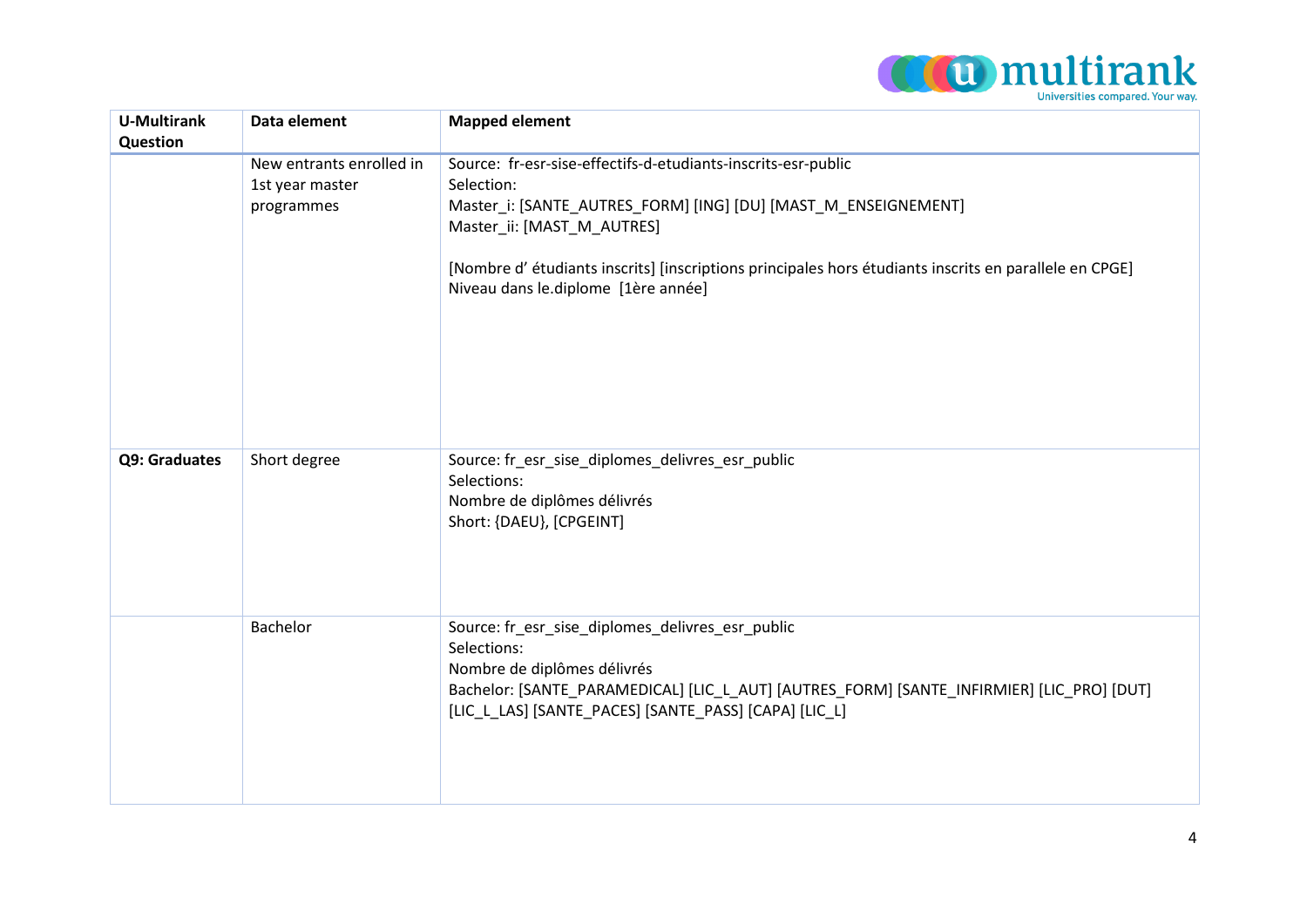| U-Multirank Question | Data element | Mapped element |
|---|---|---|
| | New entrants enrolled in 1st year master programmes | Source: fr-esr-sise-effectifs-d-etudiants-inscrits-esr-public<br>Selection:<br>Master_i: [SANTE_AUTRES_FORM] [ING] [DU] [MAST_M_ENSEIGNEMENT]<br>Master_ii: [MAST_M_AUTRES]<br><br>[Nombre d' étudiants inscrits] [inscriptions principales hors étudiants inscrits en parallele en CPGE]<br>Niveau dans le.diplome [1ère année] |
| **Q9: Graduates** | Short degree | Source: fr_esr_sise_diplomes_delivres_esr_public<br>Selections:<br>Nombre de diplômes délivrés<br>Short: {DAEU}, [CPGEINT] |
| | Bachelor | Source: fr_esr_sise_diplomes_delivres_esr_public<br>Selections:<br>Nombre de diplômes délivrés<br>Bachelor: [SANTE_PARAMEDICAL] [LIC_L_AUT] [AUTRES_FORM] [SANTE_INFIRMIER] [LIC_PRO] [DUT] [LIC_L_LAS] [SANTE_PACES] [SANTE_PASS] [CAPA] [LIC_L] |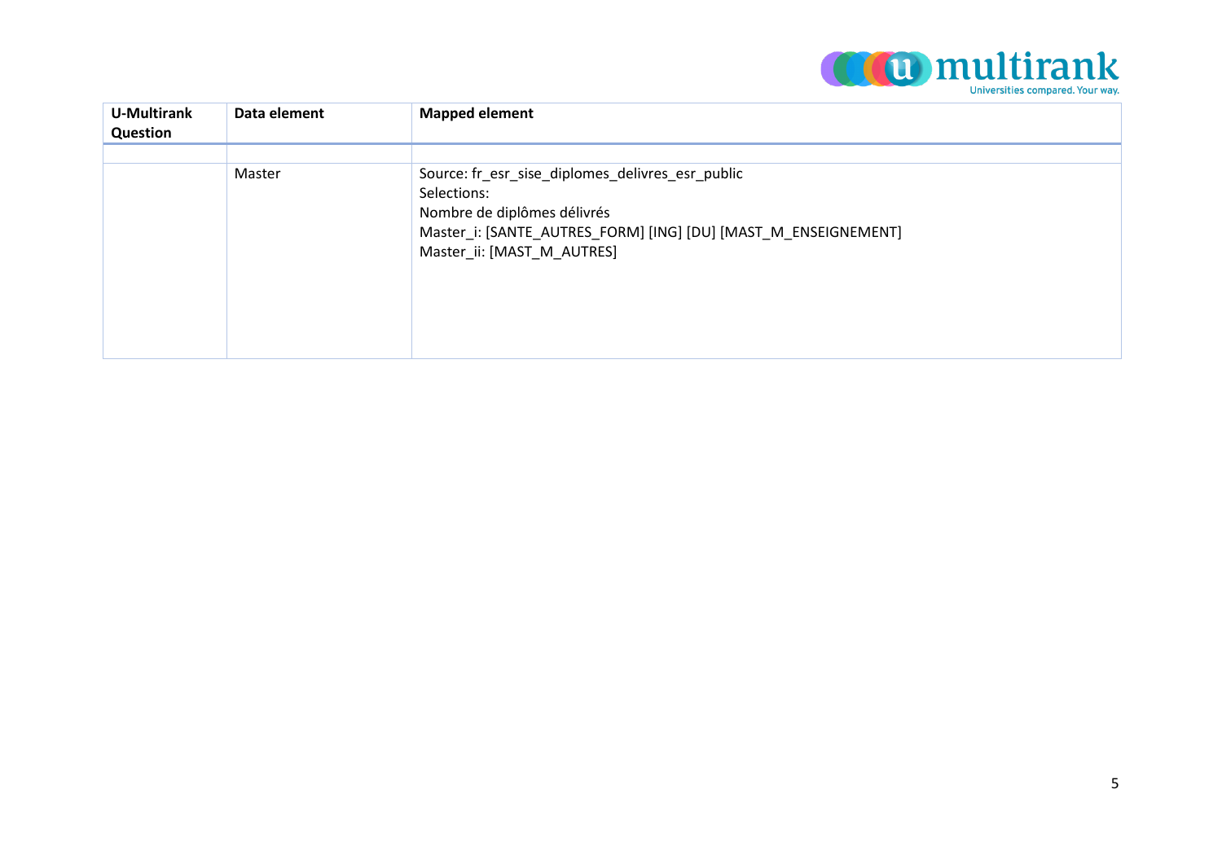| U-Multirank Question | Data element | Mapped element |
|---|---|---|
| | | |
| | Master | Source: fr_esr_sise_diplomes_delivres_esr_public<br>Selections:<br>Nombre de diplômes délivrés<br>Master_i: [SANTE_AUTRES_FORM] [ING] [DU] [MAST_M_ENSEIGNEMENT]<br>Master_ii: [MAST_M_AUTRES] |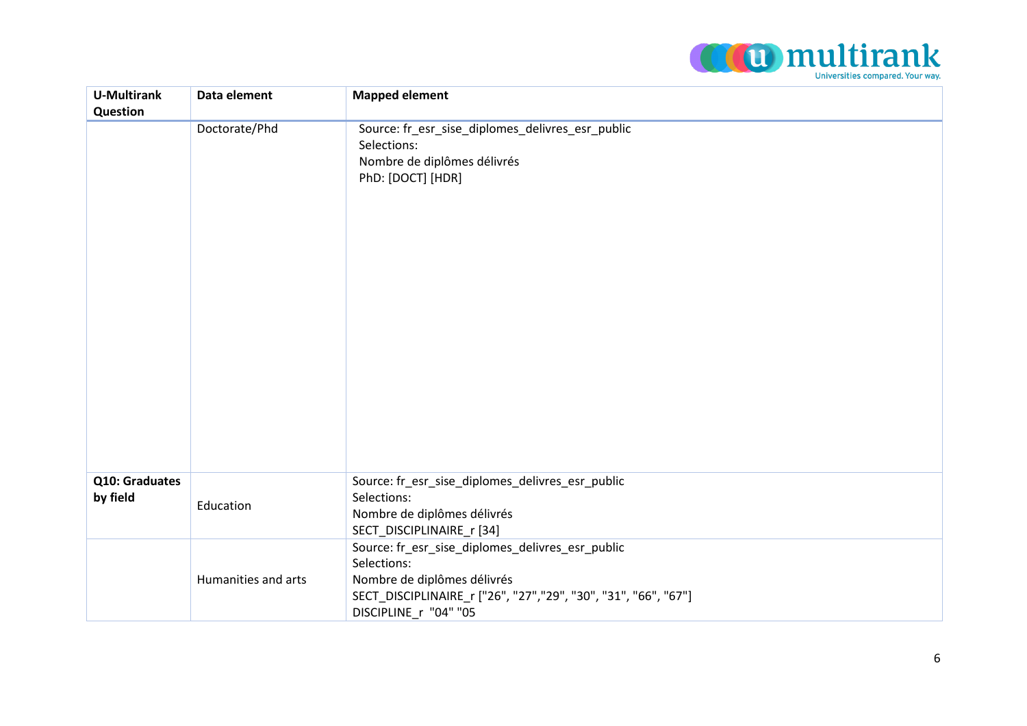| U-Multirank Question | Data element | Mapped element |
|---|---|---|
| | Doctorate/Phd | Source: fr_esr_sise_diplomes_delivres_esr_public<br>Selections:<br>Nombre de diplômes délivrés<br>PhD: [DOCT] [HDR] |
| **Q10: Graduates by field** | Education | Source: fr_esr_sise_diplomes_delivres_esr_public<br>Selections:<br>Nombre de diplômes délivrés<br>SECT_DISCIPLINAIRE_r [34] |
| | Humanities and arts | Source: fr_esr_sise_diplomes_delivres_esr_public<br>Selections:<br>Nombre de diplômes délivrés<br>SECT_DISCIPLINAIRE_r ["26", "27","29", "30", "31", "66", "67"]<br>DISCIPLINE_r "04" "05 |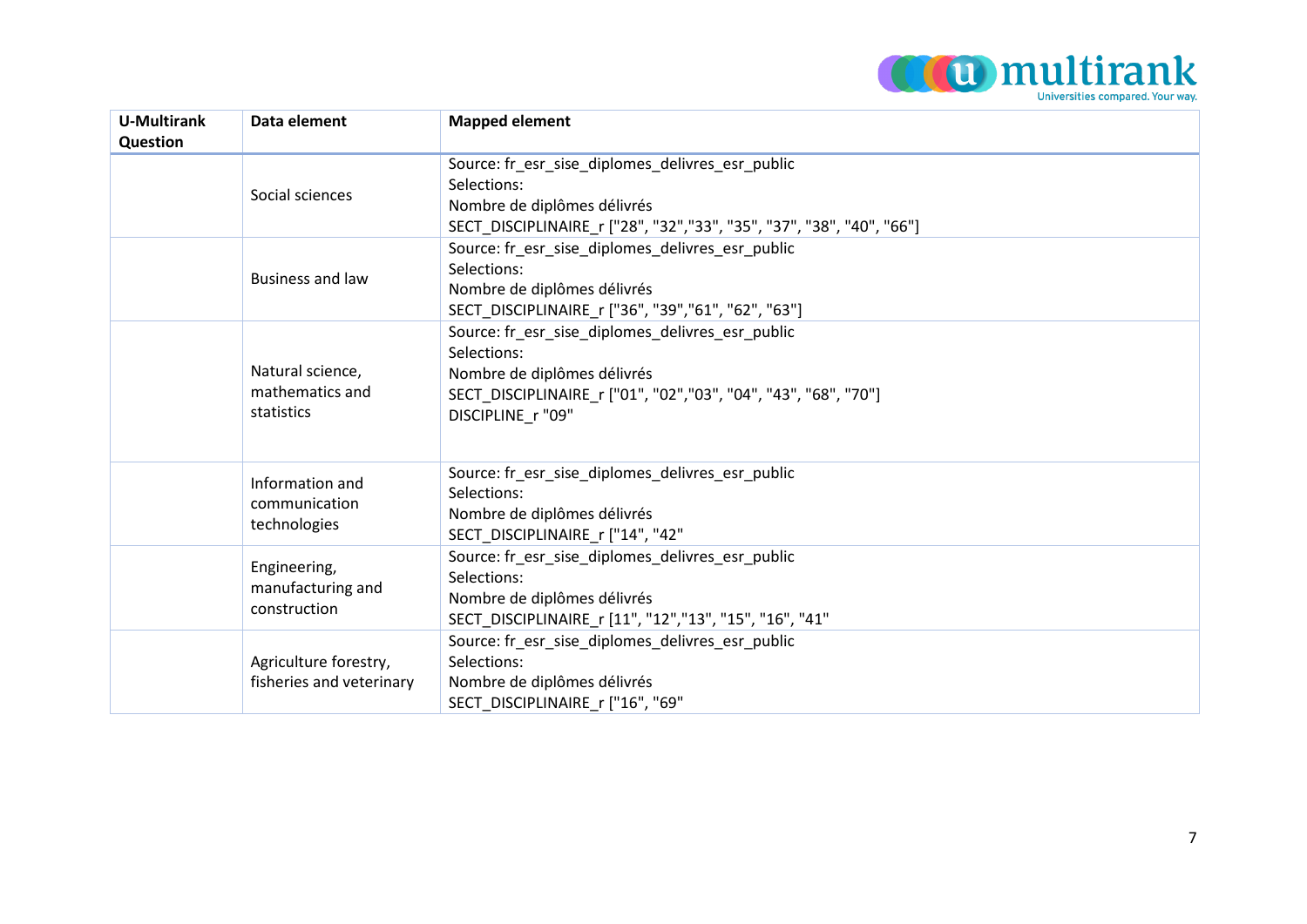| U-Multirank Question | Data element | Mapped element |
|---|---|---|
| | Social sciences | Source: fr_esr_sise_diplomes_delivres_esr_public<br>Selections:<br>Nombre de diplômes délivrés<br>SECT_DISCIPLINAIRE_r ["28", "32","33", "35", "37", "38", "40", "66"] |
| | Business and law | Source: fr_esr_sise_diplomes_delivres_esr_public<br>Selections:<br>Nombre de diplômes délivrés<br>SECT_DISCIPLINAIRE_r ["36", "39","61", "62", "63"] |
| | Natural science, mathematics and statistics | Source: fr_esr_sise_diplomes_delivres_esr_public<br>Selections:<br>Nombre de diplômes délivrés<br>SECT_DISCIPLINAIRE_r ["01", "02","03", "04", "43", "68", "70"]<br>DISCIPLINE_r "09" |
| | Information and communication technologies | Source: fr_esr_sise_diplomes_delivres_esr_public<br>Selections:<br>Nombre de diplômes délivrés<br>SECT_DISCIPLINAIRE_r ["14", "42" |
| | Engineering, manufacturing and construction | Source: fr_esr_sise_diplomes_delivres_esr_public<br>Selections:<br>Nombre de diplômes délivrés<br>SECT_DISCIPLINAIRE_r [11", "12","13", "15", "16", "41" |
| | Agriculture forestry, fisheries and veterinary | Source: fr_esr_sise_diplomes_delivres_esr_public<br>Selections:<br>Nombre de diplômes délivrés<br>SECT_DISCIPLINAIRE_r ["16", "69" |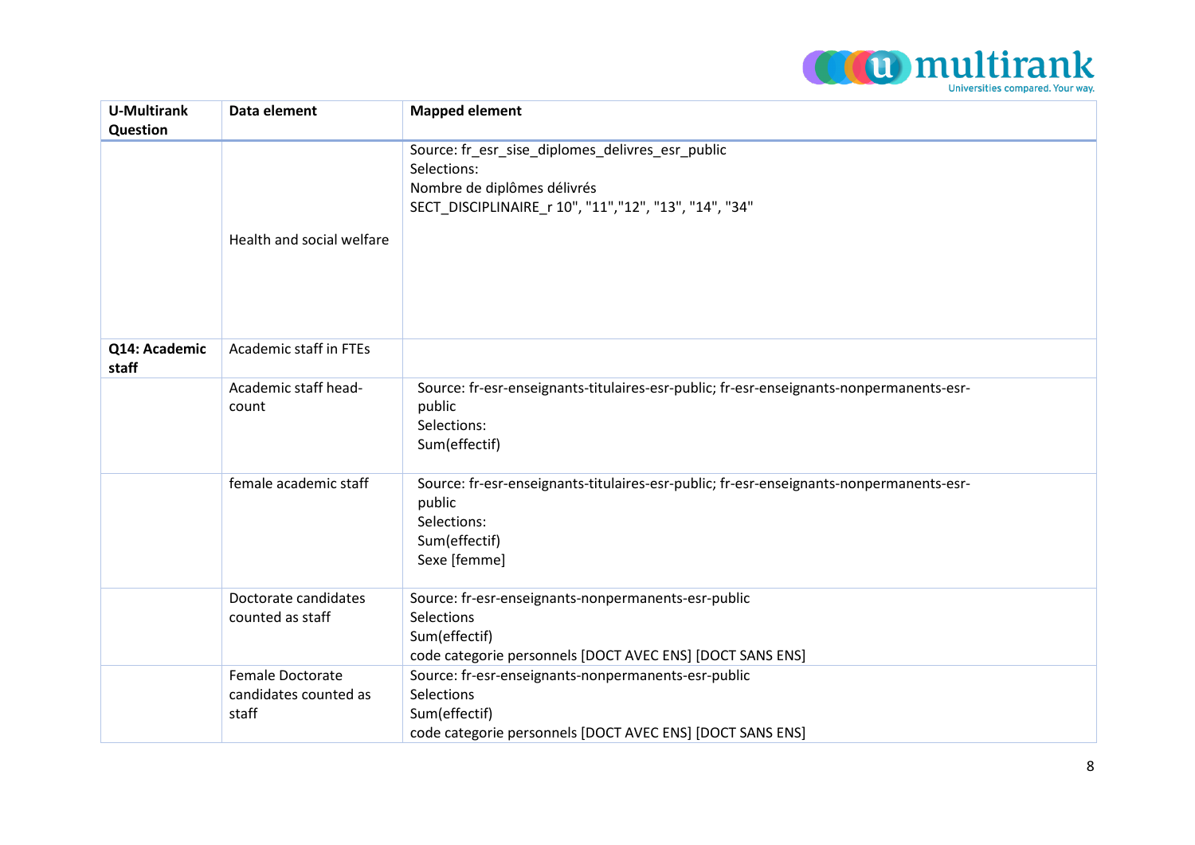| U-Multirank Question | Data element | Mapped element |
|---|---|---|
| | Health and social welfare | Source: fr_esr_sise_diplomes_delivres_esr_public<br>Selections:<br>Nombre de diplômes délivrés<br>SECT_DISCIPLINAIRE_r 10", "11","12", "13", "14", "34" |
| **Q14: Academic staff** | Academic staff in FTEs | |
| | Academic staff head-count | Source: fr-esr-enseignants-titulaires-esr-public; fr-esr-enseignants-nonpermanents-esr-public<br>Selections:<br>Sum(effectif) |
| | female academic staff | Source: fr-esr-enseignants-titulaires-esr-public; fr-esr-enseignants-nonpermanents-esr-public<br>Selections:<br>Sum(effectif)<br>Sexe [femme] |
| | Doctorate candidates counted as staff | Source: fr-esr-enseignants-nonpermanents-esr-public<br>Selections<br>Sum(effectif)<br>code categorie personnels [DOCT AVEC ENS] [DOCT SANS ENS] |
| | Female Doctorate candidates counted as staff | Source: fr-esr-enseignants-nonpermanents-esr-public<br>Selections<br>Sum(effectif)<br>code categorie personnels [DOCT AVEC ENS] [DOCT SANS ENS] |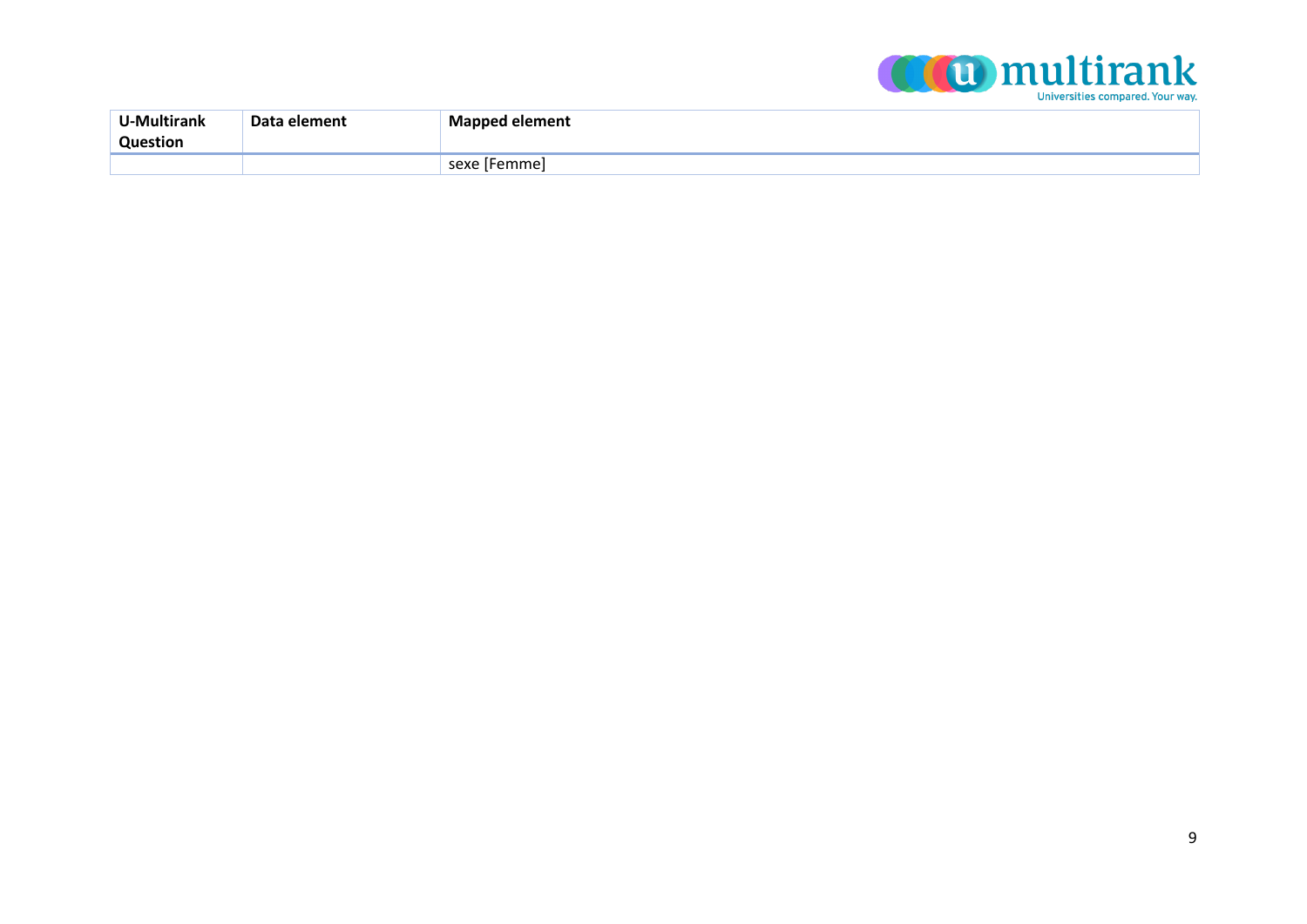| U-Multirank Question | Data element | Mapped element |
| --- | --- | --- |
| | | sexe [Femme] |